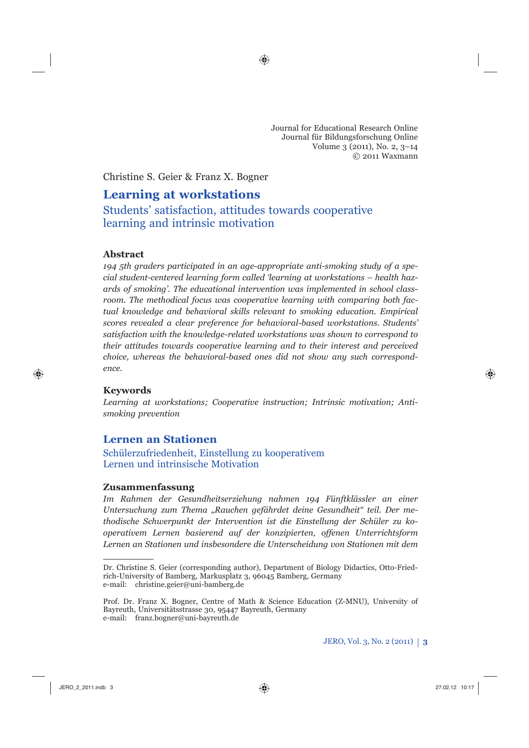Journal for Educational Research Online
Journal für Bildungsforschung Online
Volume 3 (2011), No. 2, 3–14
© 2011 Waxmann

Christine S. Geier & Franz X. Bogner

# Learning at workstations

## Students' satisfaction, attitudes towards cooperative learning and intrinsic motivation

### Abstract

*194 5th graders participated in an age-appropriate anti-smoking study of a special student-centered learning form called 'learning at workstations – health hazards of smoking'. The educational intervention was implemented in school classroom. The methodical focus was cooperative learning with comparing both factual knowledge and behavioral skills relevant to smoking education. Empirical scores revealed a clear preference for behavioral-based workstations. Students' satisfaction with the knowledge-related workstations was shown to correspond to their attitudes towards cooperative learning and to their interest and perceived choice, whereas the behavioral-based ones did not show any correspondence.*

### Keywords

*Learning at workstations; Cooperative instruction; Intrinsic motivation; Anti-smoking prevention*

# Lernen an Stationen

## Schülerzufriedenheit, Einstellung zu kooperativem Lernen und intrinsische Motivation

### Zusammenfassung

*Im Rahmen der Gesundheitserziehung nahmen 194 Fünftklässler an einer Untersuchung zum Thema „Rauchen gefährdet deine Gesundheit" teil. Der methodische Schwerpunkt der Intervention ist die Einstellung der Schüler zu kooperativem Lernen basierend auf der konzipierten, offenen Unterrichtsform Lernen an Stationen und insbesondere die Unterscheidung von Stationen mit dem*

---

Dr. Christine S. Geier (corresponding author), Department of Biology Didactics, Otto-Friedrich-University of Bamberg, Markusplatz 3, 96045 Bamberg, Germany
e-mail: christine.geier@uni-bamberg.de

Prof. Dr. Franz X. Bogner, Centre of Math & Science Education (Z-MNU), University of Bayreuth, Universitätsstrasse 30, 95447 Bayreuth, Germany
e-mail: franz.bogner@uni-bayreuth.de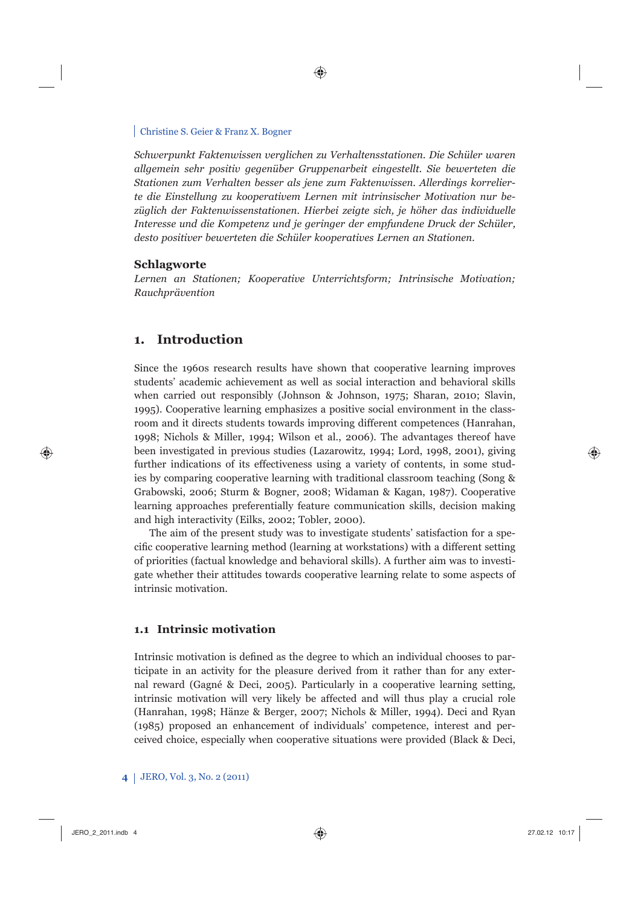*Schwerpunkt Faktenwissen verglichen zu Verhaltensstationen. Die Schüler waren allgemein sehr positiv gegenüber Gruppenarbeit eingestellt. Sie bewerteten die Stationen zum Verhalten besser als jene zum Faktenwissen. Allerdings korrelierte die Einstellung zu kooperativem Lernen mit intrinsischer Motivation nur bezüglich der Faktenwissenstationen. Hierbei zeigte sich, je höher das individuelle Interesse und die Kompetenz und je geringer der empfundene Druck der Schüler, desto positiver bewerteten die Schüler kooperatives Lernen an Stationen.*

**Schlagworte**

*Lernen an Stationen; Kooperative Unterrichtsform; Intrinsische Motivation; Rauchprävention*

## 1. Introduction

Since the 1960s research results have shown that cooperative learning improves students' academic achievement as well as social interaction and behavioral skills when carried out responsibly (Johnson & Johnson, 1975; Sharan, 2010; Slavin, 1995). Cooperative learning emphasizes a positive social environment in the classroom and it directs students towards improving different competences (Hanrahan, 1998; Nichols & Miller, 1994; Wilson et al., 2006). The advantages thereof have been investigated in previous studies (Lazarowitz, 1994; Lord, 1998, 2001), giving further indications of its effectiveness using a variety of contents, in some studies by comparing cooperative learning with traditional classroom teaching (Song & Grabowski, 2006; Sturm & Bogner, 2008; Widaman & Kagan, 1987). Cooperative learning approaches preferentially feature communication skills, decision making and high interactivity (Eilks, 2002; Tobler, 2000).

The aim of the present study was to investigate students' satisfaction for a specific cooperative learning method (learning at workstations) with a different setting of priorities (factual knowledge and behavioral skills). A further aim was to investigate whether their attitudes towards cooperative learning relate to some aspects of intrinsic motivation.

### 1.1 Intrinsic motivation

Intrinsic motivation is defined as the degree to which an individual chooses to participate in an activity for the pleasure derived from it rather than for any external reward (Gagné & Deci, 2005). Particularly in a cooperative learning setting, intrinsic motivation will very likely be affected and will thus play a crucial role (Hanrahan, 1998; Hänze & Berger, 2007; Nichols & Miller, 1994). Deci and Ryan (1985) proposed an enhancement of individuals' competence, interest and perceived choice, especially when cooperative situations were provided (Black & Deci,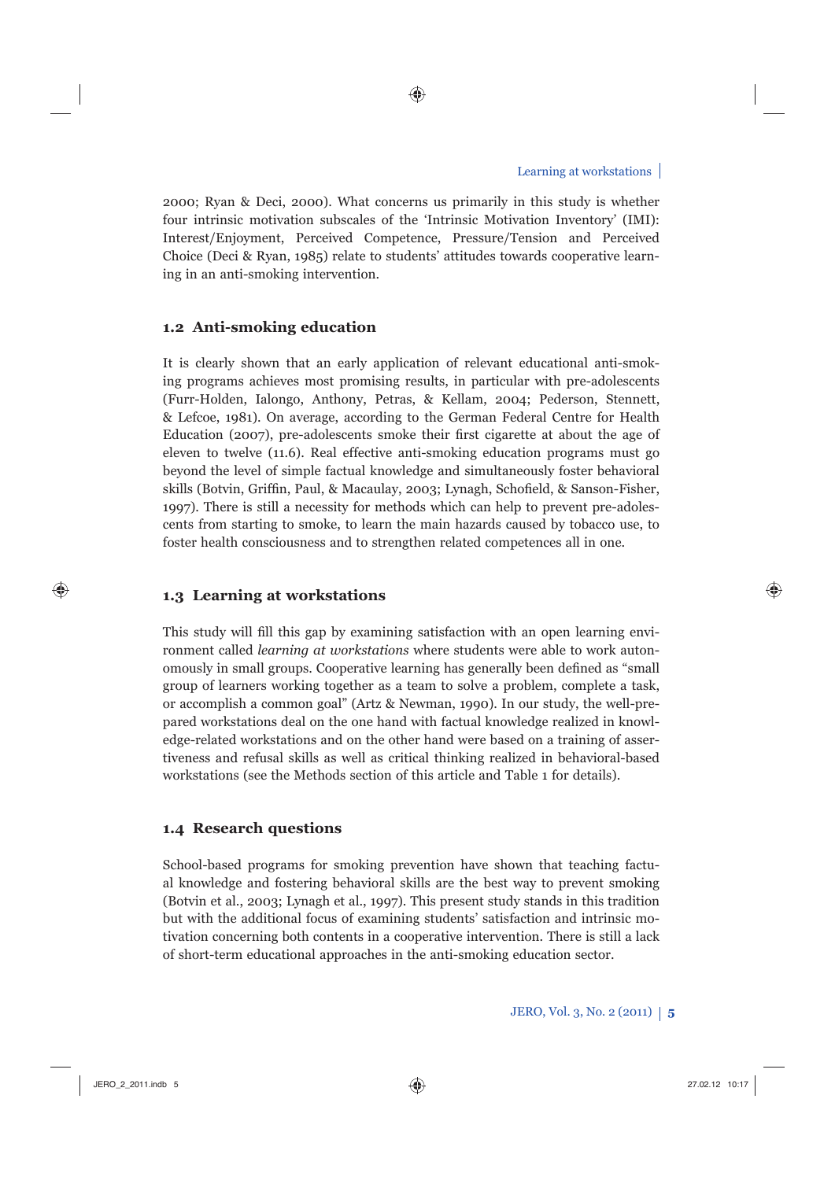2000; Ryan & Deci, 2000). What concerns us primarily in this study is whether four intrinsic motivation subscales of the 'Intrinsic Motivation Inventory' (IMI): Interest/Enjoyment, Perceived Competence, Pressure/Tension and Perceived Choice (Deci & Ryan, 1985) relate to students' attitudes towards cooperative learning in an anti-smoking intervention.

### 1.2 Anti-smoking education

It is clearly shown that an early application of relevant educational anti-smoking programs achieves most promising results, in particular with pre-adolescents (Furr-Holden, Ialongo, Anthony, Petras, & Kellam, 2004; Pederson, Stennett, & Lefcoe, 1981). On average, according to the German Federal Centre for Health Education (2007), pre-adolescents smoke their first cigarette at about the age of eleven to twelve (11.6). Real effective anti-smoking education programs must go beyond the level of simple factual knowledge and simultaneously foster behavioral skills (Botvin, Griffin, Paul, & Macaulay, 2003; Lynagh, Schofield, & Sanson-Fisher, 1997). There is still a necessity for methods which can help to prevent pre-adolescents from starting to smoke, to learn the main hazards caused by tobacco use, to foster health consciousness and to strengthen related competences all in one.

### 1.3 Learning at workstations

This study will fill this gap by examining satisfaction with an open learning environment called *learning at workstations* where students were able to work autonomously in small groups. Cooperative learning has generally been defined as "small group of learners working together as a team to solve a problem, complete a task, or accomplish a common goal" (Artz & Newman, 1990). In our study, the well-prepared workstations deal on the one hand with factual knowledge realized in knowledge-related workstations and on the other hand were based on a training of assertiveness and refusal skills as well as critical thinking realized in behavioral-based workstations (see the Methods section of this article and Table 1 for details).

### 1.4 Research questions

School-based programs for smoking prevention have shown that teaching factual knowledge and fostering behavioral skills are the best way to prevent smoking (Botvin et al., 2003; Lynagh et al., 1997). This present study stands in this tradition but with the additional focus of examining students' satisfaction and intrinsic motivation concerning both contents in a cooperative intervention. There is still a lack of short-term educational approaches in the anti-smoking education sector.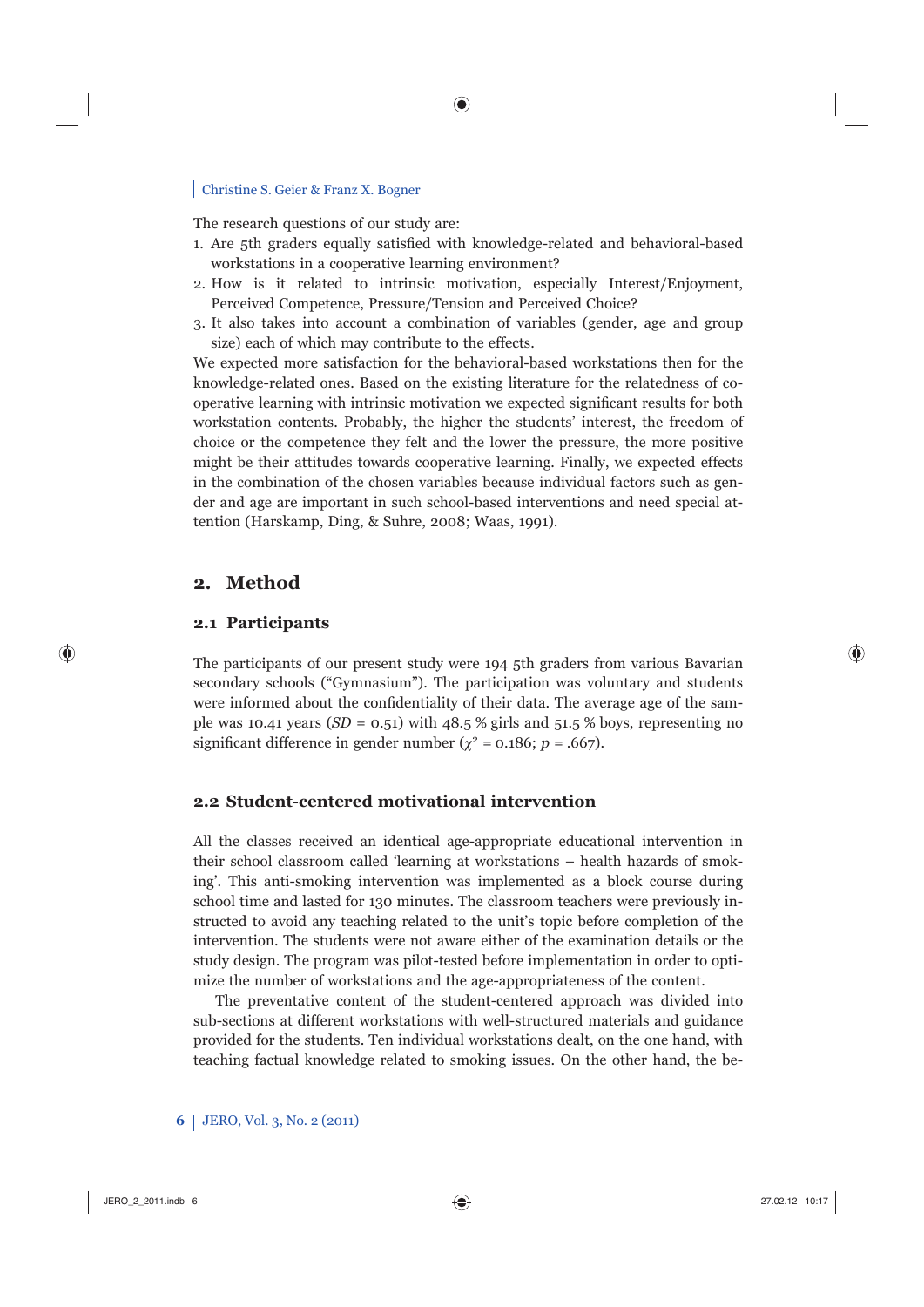The research questions of our study are:

1. Are 5th graders equally satisfied with knowledge-related and behavioral-based workstations in a cooperative learning environment?
2. How is it related to intrinsic motivation, especially Interest/Enjoyment, Perceived Competence, Pressure/Tension and Perceived Choice?
3. It also takes into account a combination of variables (gender, age and group size) each of which may contribute to the effects.

We expected more satisfaction for the behavioral-based workstations then for the knowledge-related ones. Based on the existing literature for the relatedness of cooperative learning with intrinsic motivation we expected significant results for both workstation contents. Probably, the higher the students' interest, the freedom of choice or the competence they felt and the lower the pressure, the more positive might be their attitudes towards cooperative learning. Finally, we expected effects in the combination of the chosen variables because individual factors such as gender and age are important in such school-based interventions and need special attention (Harskamp, Ding, & Suhre, 2008; Waas, 1991).

## 2. Method

### 2.1 Participants

The participants of our present study were 194 5th graders from various Bavarian secondary schools ("Gymnasium"). The participation was voluntary and students were informed about the confidentiality of their data. The average age of the sample was 10.41 years (*SD* = 0.51) with 48.5 % girls and 51.5 % boys, representing no significant difference in gender number ($\chi^2 = 0.186$; $p = .667$).

### 2.2 Student-centered motivational intervention

All the classes received an identical age-appropriate educational intervention in their school classroom called 'learning at workstations – health hazards of smoking'. This anti-smoking intervention was implemented as a block course during school time and lasted for 130 minutes. The classroom teachers were previously instructed to avoid any teaching related to the unit's topic before completion of the intervention. The students were not aware either of the examination details or the study design. The program was pilot-tested before implementation in order to optimize the number of workstations and the age-appropriateness of the content.

The preventative content of the student-centered approach was divided into sub-sections at different workstations with well-structured materials and guidance provided for the students. Ten individual workstations dealt, on the one hand, with teaching factual knowledge related to smoking issues. On the other hand, the be-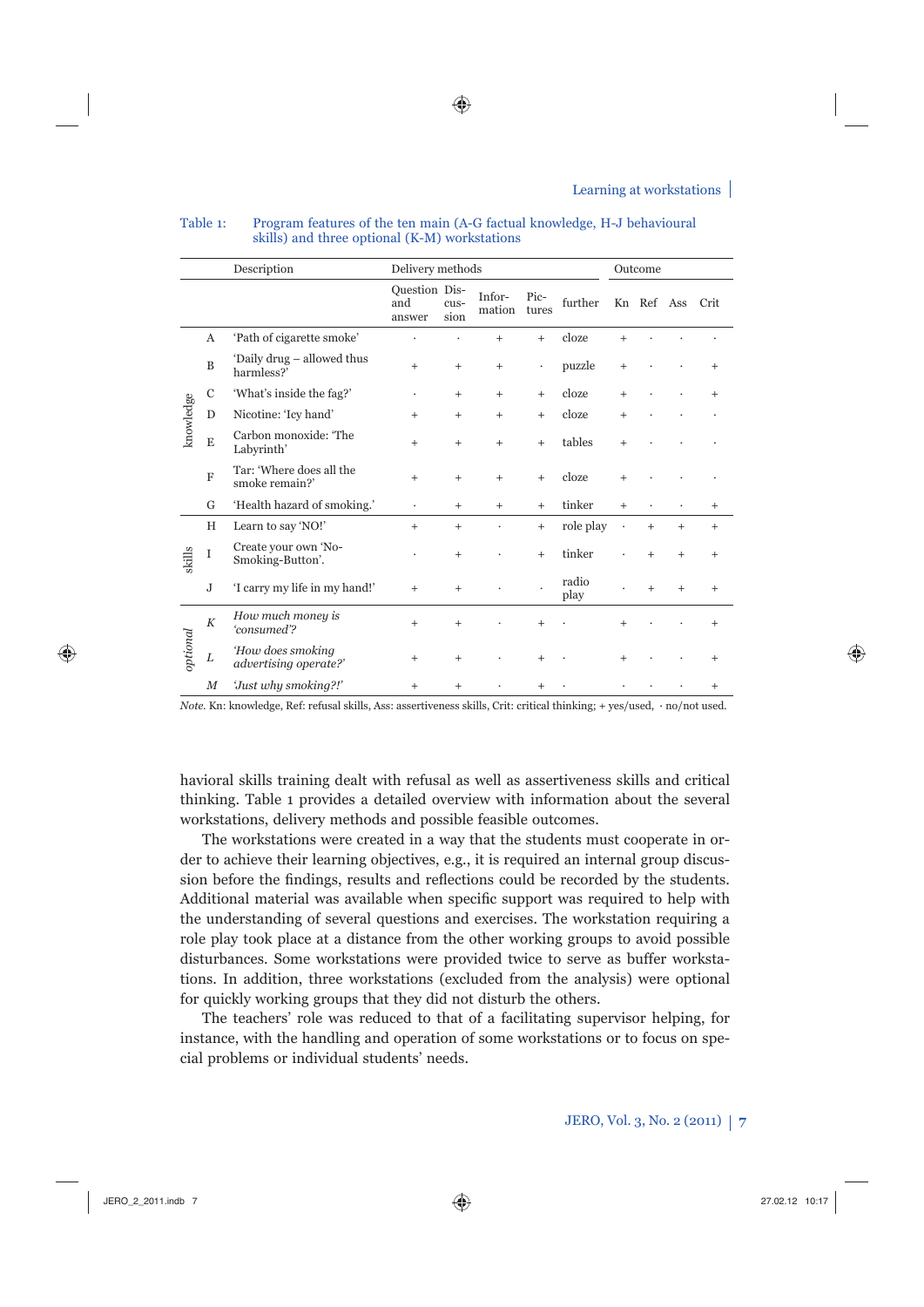Table 1: Program features of the ten main (A-G factual knowledge, H-J behavioural skills) and three optional (K-M) workstations

| | | Description | Delivery methods | | | | | Outcome | | | |
|---|---|---|---|---|---|---|---|---|---|---|---|
| | | | Question and answer | Dis-cus-sion | Infor-mation | Pic-tures | further | Kn | Ref | Ass | Crit |
| knowledge | A | 'Path of cigarette smoke' | · | · | + | + | cloze | + | · | · | · |
| | B | 'Daily drug – allowed thus harmless?' | + | + | + | · | puzzle | + | · | · | + |
| | C | 'What's inside the fag?' | · | + | + | + | cloze | + | · | · | + |
| | D | Nicotine: 'Icy hand' | + | + | + | + | cloze | + | · | · | · |
| | E | Carbon monoxide: 'The Labyrinth' | + | + | + | + | tables | + | · | · | · |
| | F | Tar: 'Where does all the smoke remain?' | + | + | + | + | cloze | + | · | · | · |
| | G | 'Health hazard of smoking.' | · | + | + | + | tinker | + | · | · | + |
| skills | H | Learn to say 'NO!' | + | + | · | + | role play | · | + | + | + |
| | I | Create your own 'No-Smoking-Button'. | · | + | · | + | tinker | · | + | + | + |
| | J | 'I carry my life in my hand!' | + | + | · | · | radio play | · | + | + | + |
| *optional* | *K* | *How much money is 'consumed'?* | + | + | · | + | · | + | · | · | + |
| | *L* | *'How does smoking advertising operate?'* | + | + | · | + | · | + | · | · | + |
| | *M* | *'Just why smoking?!'* | + | + | · | + | · | · | · | · | + |

*Note.* Kn: knowledge, Ref: refusal skills, Ass: assertiveness skills, Crit: critical thinking; + yes/used, · no/not used.

havioral skills training dealt with refusal as well as assertiveness skills and critical thinking. Table 1 provides a detailed overview with information about the several workstations, delivery methods and possible feasible outcomes.

The workstations were created in a way that the students must cooperate in order to achieve their learning objectives, e.g., it is required an internal group discussion before the findings, results and reflections could be recorded by the students. Additional material was available when specific support was required to help with the understanding of several questions and exercises. The workstation requiring a role play took place at a distance from the other working groups to avoid possible disturbances. Some workstations were provided twice to serve as buffer workstations. In addition, three workstations (excluded from the analysis) were optional for quickly working groups that they did not disturb the others.

The teachers' role was reduced to that of a facilitating supervisor helping, for instance, with the handling and operation of some workstations or to focus on special problems or individual students' needs.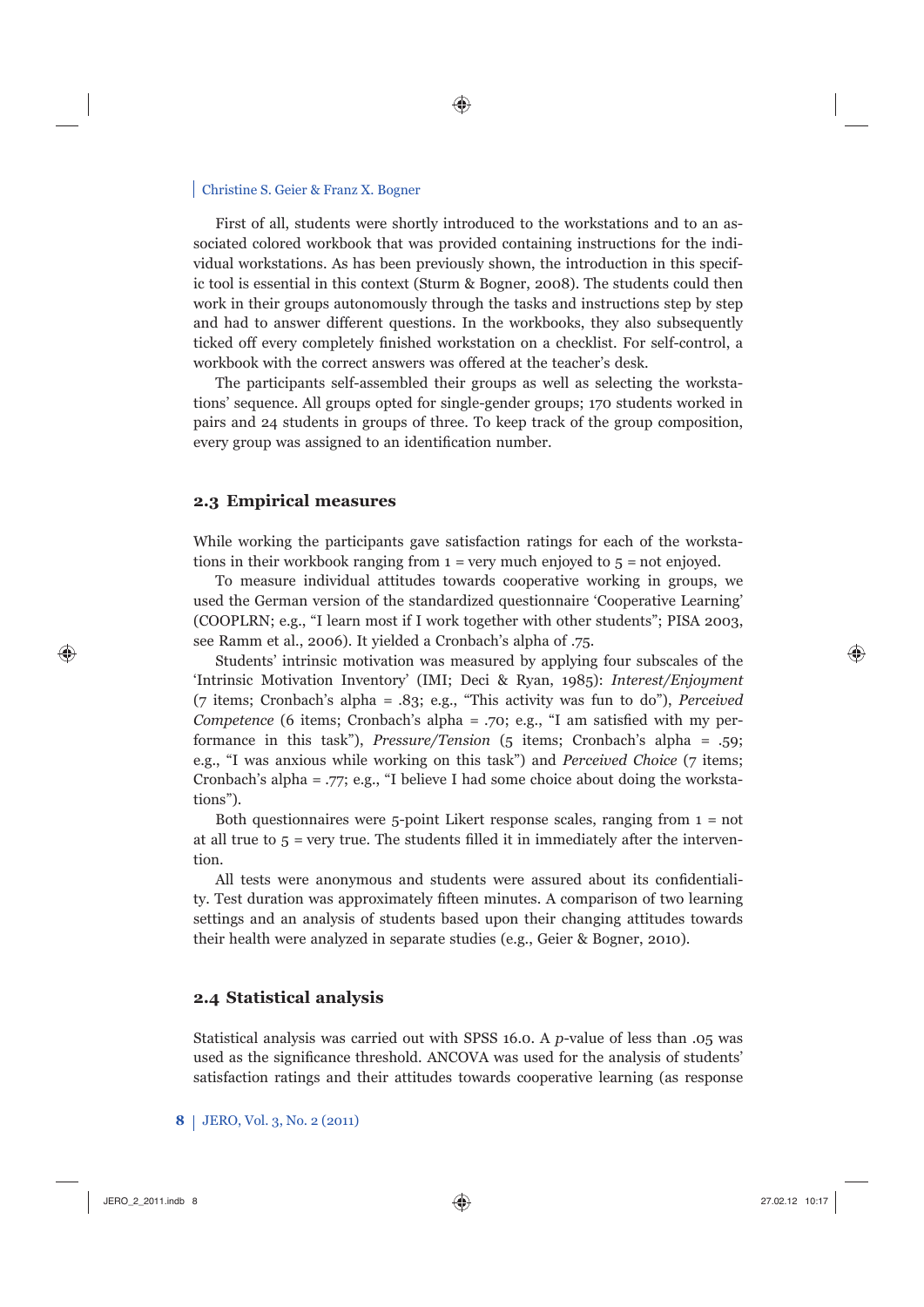First of all, students were shortly introduced to the workstations and to an associated colored workbook that was provided containing instructions for the individual workstations. As has been previously shown, the introduction in this specific tool is essential in this context (Sturm & Bogner, 2008). The students could then work in their groups autonomously through the tasks and instructions step by step and had to answer different questions. In the workbooks, they also subsequently ticked off every completely finished workstation on a checklist. For self-control, a workbook with the correct answers was offered at the teacher's desk.

The participants self-assembled their groups as well as selecting the workstations' sequence. All groups opted for single-gender groups; 170 students worked in pairs and 24 students in groups of three. To keep track of the group composition, every group was assigned to an identification number.

### 2.3 Empirical measures

While working the participants gave satisfaction ratings for each of the workstations in their workbook ranging from 1 = very much enjoyed to 5 = not enjoyed.

To measure individual attitudes towards cooperative working in groups, we used the German version of the standardized questionnaire 'Cooperative Learning' (COOPLRN; e.g., "I learn most if I work together with other students"; PISA 2003, see Ramm et al., 2006). It yielded a Cronbach's alpha of .75.

Students' intrinsic motivation was measured by applying four subscales of the 'Intrinsic Motivation Inventory' (IMI; Deci & Ryan, 1985): *Interest/Enjoyment* (7 items; Cronbach's alpha = .83; e.g., "This activity was fun to do"), *Perceived Competence* (6 items; Cronbach's alpha = .70; e.g., "I am satisfied with my performance in this task"), *Pressure/Tension* (5 items; Cronbach's alpha = .59; e.g., "I was anxious while working on this task") and *Perceived Choice* (7 items; Cronbach's alpha = .77; e.g., "I believe I had some choice about doing the workstations").

Both questionnaires were 5-point Likert response scales, ranging from 1 = not at all true to 5 = very true. The students filled it in immediately after the intervention.

All tests were anonymous and students were assured about its confidentiality. Test duration was approximately fifteen minutes. A comparison of two learning settings and an analysis of students based upon their changing attitudes towards their health were analyzed in separate studies (e.g., Geier & Bogner, 2010).

### 2.4 Statistical analysis

Statistical analysis was carried out with SPSS 16.0. A $p$-value of less than .05 was used as the significance threshold. ANCOVA was used for the analysis of students' satisfaction ratings and their attitudes towards cooperative learning (as response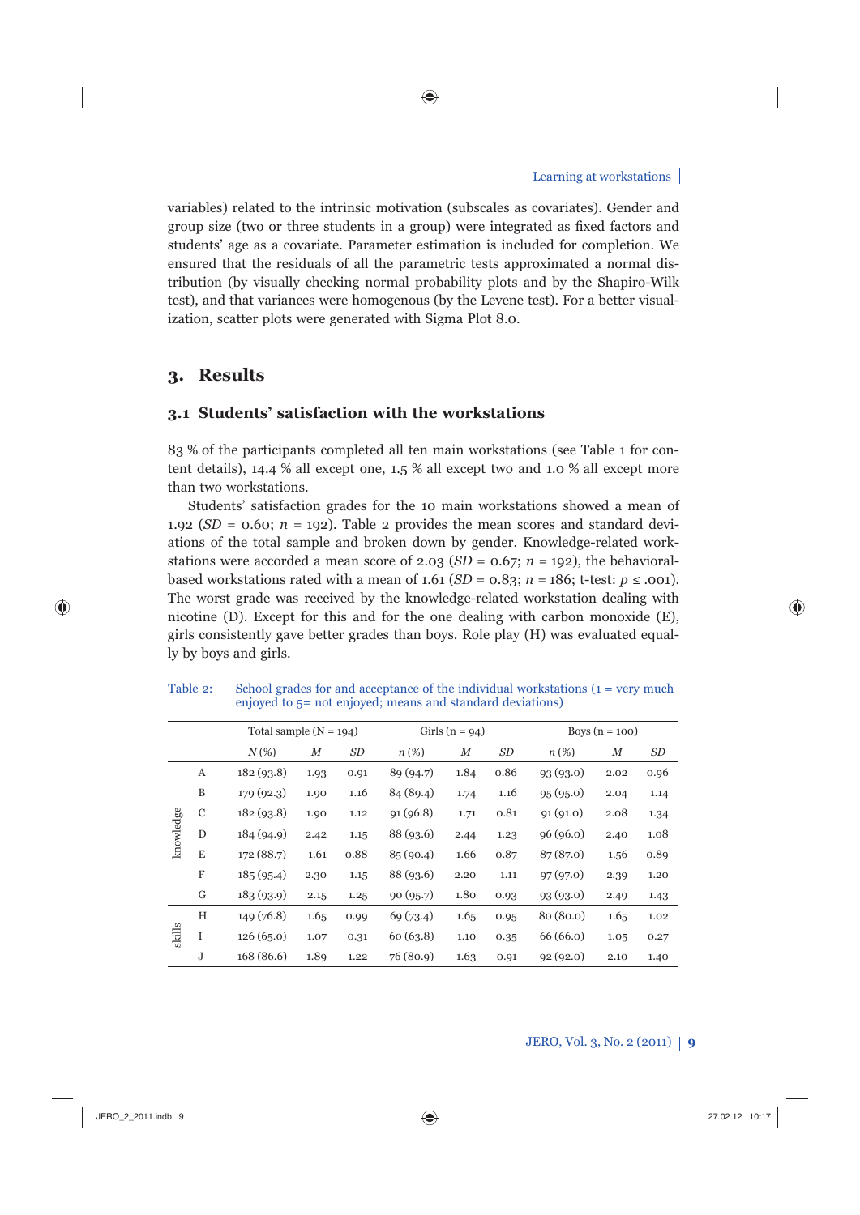variables) related to the intrinsic motivation (subscales as covariates). Gender and group size (two or three students in a group) were integrated as fixed factors and students' age as a covariate. Parameter estimation is included for completion. We ensured that the residuals of all the parametric tests approximated a normal distribution (by visually checking normal probability plots and by the Shapiro-Wilk test), and that variances were homogenous (by the Levene test). For a better visualization, scatter plots were generated with Sigma Plot 8.0.

## 3. Results

### 3.1 Students' satisfaction with the workstations

83 % of the participants completed all ten main workstations (see Table 1 for content details), 14.4 % all except one, 1.5 % all except two and 1.0 % all except more than two workstations.

Students' satisfaction grades for the 10 main workstations showed a mean of 1.92 ($SD$ = 0.60; $n$ = 192). Table 2 provides the mean scores and standard deviations of the total sample and broken down by gender. Knowledge-related workstations were accorded a mean score of 2.03 ($SD$ = 0.67; $n$ = 192), the behavioral-based workstations rated with a mean of 1.61 ($SD$ = 0.83; $n$ = 186; t-test: $p \leq .001$). The worst grade was received by the knowledge-related workstation dealing with nicotine (D). Except for this and for the one dealing with carbon monoxide (E), girls consistently gave better grades than boys. Role play (H) was evaluated equally by boys and girls.

Table 2: School grades for and acceptance of the individual workstations (1 = very much enjoyed to 5= not enjoyed; means and standard deviations)

| | | Total sample (N = 194) | | | Girls (n = 94) | | | Boys (n = 100) | | |
|---|---|---|---|---|---|---|---|---|---|---|
| | | *N* (%) | *M* | *SD* | *n* (%) | *M* | *SD* | *n* (%) | *M* | *SD* |
| knowledge | A | 182 (93.8) | 1.93 | 0.91 | 89 (94.7) | 1.84 | 0.86 | 93 (93.0) | 2.02 | 0.96 |
| | B | 179 (92.3) | 1.90 | 1.16 | 84 (89.4) | 1.74 | 1.16 | 95 (95.0) | 2.04 | 1.14 |
| | C | 182 (93.8) | 1.90 | 1.12 | 91 (96.8) | 1.71 | 0.81 | 91 (91.0) | 2.08 | 1.34 |
| | D | 184 (94.9) | 2.42 | 1.15 | 88 (93.6) | 2.44 | 1.23 | 96 (96.0) | 2.40 | 1.08 |
| | E | 172 (88.7) | 1.61 | 0.88 | 85 (90.4) | 1.66 | 0.87 | 87 (87.0) | 1.56 | 0.89 |
| | F | 185 (95.4) | 2.30 | 1.15 | 88 (93.6) | 2.20 | 1.11 | 97 (97.0) | 2.39 | 1.20 |
| | G | 183 (93.9) | 2.15 | 1.25 | 90 (95.7) | 1.80 | 0.93 | 93 (93.0) | 2.49 | 1.43 |
| skills | H | 149 (76.8) | 1.65 | 0.99 | 69 (73.4) | 1.65 | 0.95 | 80 (80.0) | 1.65 | 1.02 |
| | I | 126 (65.0) | 1.07 | 0.31 | 60 (63.8) | 1.10 | 0.35 | 66 (66.0) | 1.05 | 0.27 |
| | J | 168 (86.6) | 1.89 | 1.22 | 76 (80.9) | 1.63 | 0.91 | 92 (92.0) | 2.10 | 1.40 |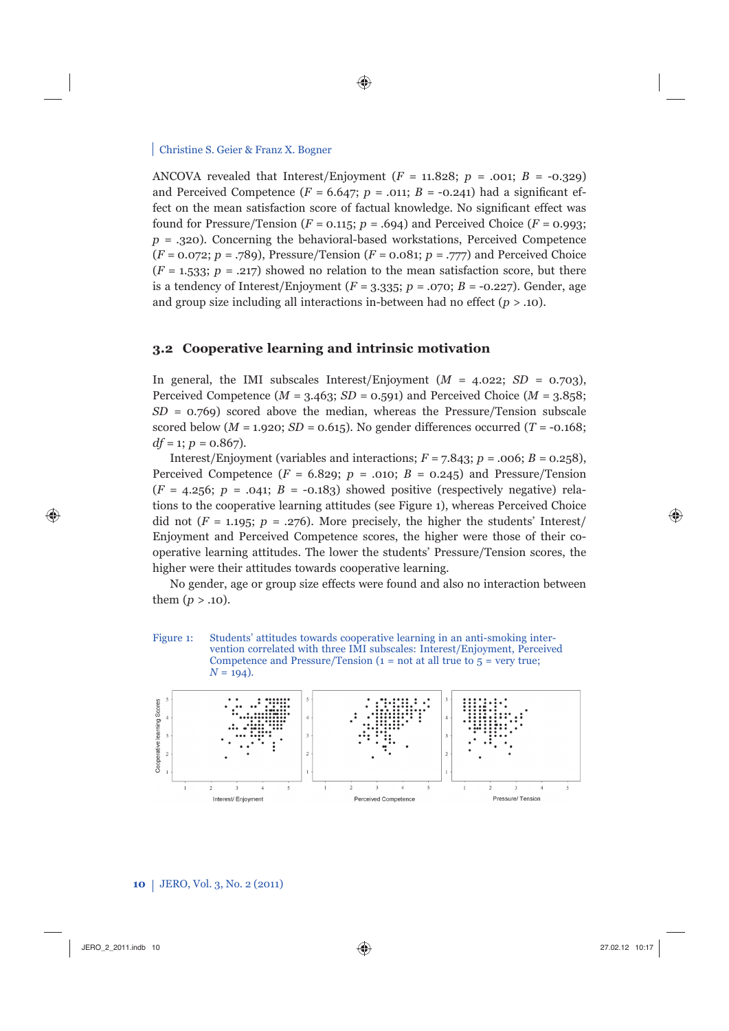ANCOVA revealed that Interest/Enjoyment ($F$ = 11.828; $p$ = .001; $B$ = -0.329) and Perceived Competence ($F$ = 6.647; $p$ = .011; $B$ = -0.241) had a significant effect on the mean satisfaction score of factual knowledge. No significant effect was found for Pressure/Tension ($F$ = 0.115; $p$ = .694) and Perceived Choice ($F$ = 0.993; $p$ = .320). Concerning the behavioral-based workstations, Perceived Competence ($F$ = 0.072; $p$ = .789), Pressure/Tension ($F$ = 0.081; $p$ = .777) and Perceived Choice ($F$ = 1.533; $p$ = .217) showed no relation to the mean satisfaction score, but there is a tendency of Interest/Enjoyment ($F$ = 3.335; $p$ = .070; $B$ = -0.227). Gender, age and group size including all interactions in-between had no effect ($p$ > .10).

## 3.2 Cooperative learning and intrinsic motivation

In general, the IMI subscales Interest/Enjoyment ($M$ = 4.022; $SD$ = 0.703), Perceived Competence ($M$ = 3.463; $SD$ = 0.591) and Perceived Choice ($M$ = 3.858; $SD$ = 0.769) scored above the median, whereas the Pressure/Tension subscale scored below ($M$ = 1.920; $SD$ = 0.615). No gender differences occurred ($T$ = -0.168; $df$ = 1; $p$ = 0.867).

Interest/Enjoyment (variables and interactions; $F$ = 7.843; $p$ = .006; $B$ = 0.258), Perceived Competence ($F$ = 6.829; $p$ = .010; $B$ = 0.245) and Pressure/Tension ($F$ = 4.256; $p$ = .041; $B$ = -0.183) showed positive (respectively negative) relations to the cooperative learning attitudes (see Figure 1), whereas Perceived Choice did not ($F$ = 1.195; $p$ = .276). More precisely, the higher the students' Interest/Enjoyment and Perceived Competence scores, the higher were those of their cooperative learning attitudes. The lower the students' Pressure/Tension scores, the higher were their attitudes towards cooperative learning.

No gender, age or group size effects were found and also no interaction between them ($p$ > .10).

Figure 1: Students' attitudes towards cooperative learning in an anti-smoking intervention correlated with three IMI subscales: Interest/Enjoyment, Perceived Competence and Pressure/Tension (1 = not at all true to 5 = very true; $N$ = 194).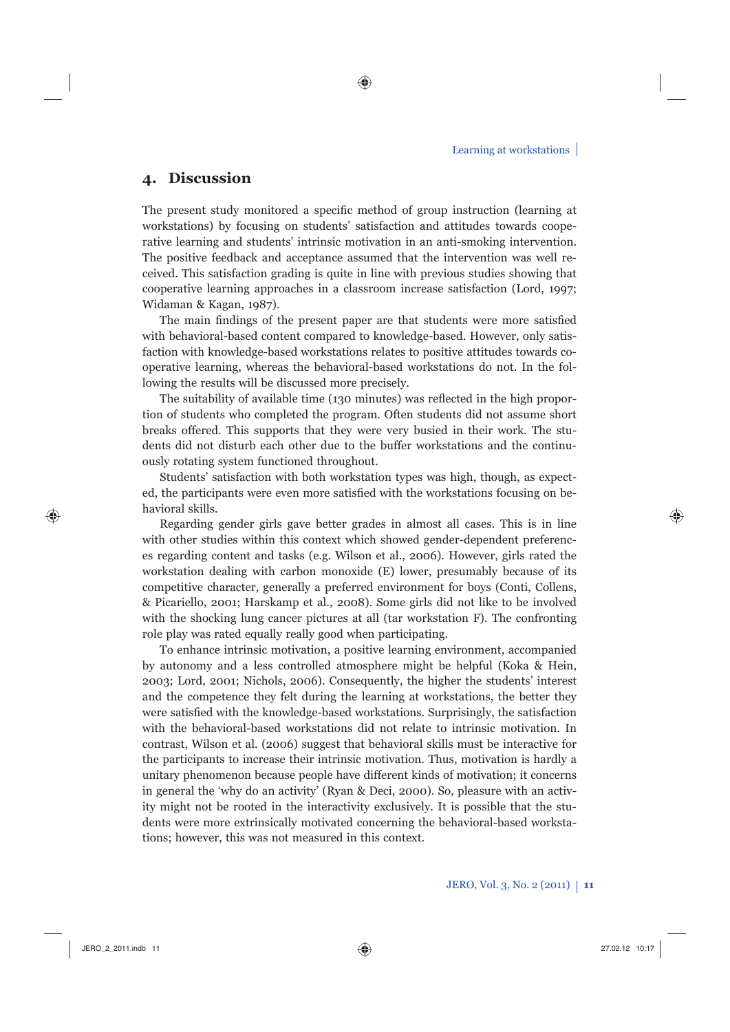## 4. Discussion

The present study monitored a specific method of group instruction (learning at workstations) by focusing on students' satisfaction and attitudes towards cooperative learning and students' intrinsic motivation in an anti-smoking intervention. The positive feedback and acceptance assumed that the intervention was well received. This satisfaction grading is quite in line with previous studies showing that cooperative learning approaches in a classroom increase satisfaction (Lord, 1997; Widaman & Kagan, 1987).

The main findings of the present paper are that students were more satisfied with behavioral-based content compared to knowledge-based. However, only satisfaction with knowledge-based workstations relates to positive attitudes towards cooperative learning, whereas the behavioral-based workstations do not. In the following the results will be discussed more precisely.

The suitability of available time (130 minutes) was reflected in the high proportion of students who completed the program. Often students did not assume short breaks offered. This supports that they were very busied in their work. The students did not disturb each other due to the buffer workstations and the continuously rotating system functioned throughout.

Students' satisfaction with both workstation types was high, though, as expected, the participants were even more satisfied with the workstations focusing on behavioral skills.

Regarding gender girls gave better grades in almost all cases. This is in line with other studies within this context which showed gender-dependent preferences regarding content and tasks (e.g. Wilson et al., 2006). However, girls rated the workstation dealing with carbon monoxide (E) lower, presumably because of its competitive character, generally a preferred environment for boys (Conti, Collens, & Picariello, 2001; Harskamp et al., 2008). Some girls did not like to be involved with the shocking lung cancer pictures at all (tar workstation F). The confronting role play was rated equally really good when participating.

To enhance intrinsic motivation, a positive learning environment, accompanied by autonomy and a less controlled atmosphere might be helpful (Koka & Hein, 2003; Lord, 2001; Nichols, 2006). Consequently, the higher the students' interest and the competence they felt during the learning at workstations, the better they were satisfied with the knowledge-based workstations. Surprisingly, the satisfaction with the behavioral-based workstations did not relate to intrinsic motivation. In contrast, Wilson et al. (2006) suggest that behavioral skills must be interactive for the participants to increase their intrinsic motivation. Thus, motivation is hardly a unitary phenomenon because people have different kinds of motivation; it concerns in general the 'why do an activity' (Ryan & Deci, 2000). So, pleasure with an activity might not be rooted in the interactivity exclusively. It is possible that the students were more extrinsically motivated concerning the behavioral-based workstations; however, this was not measured in this context.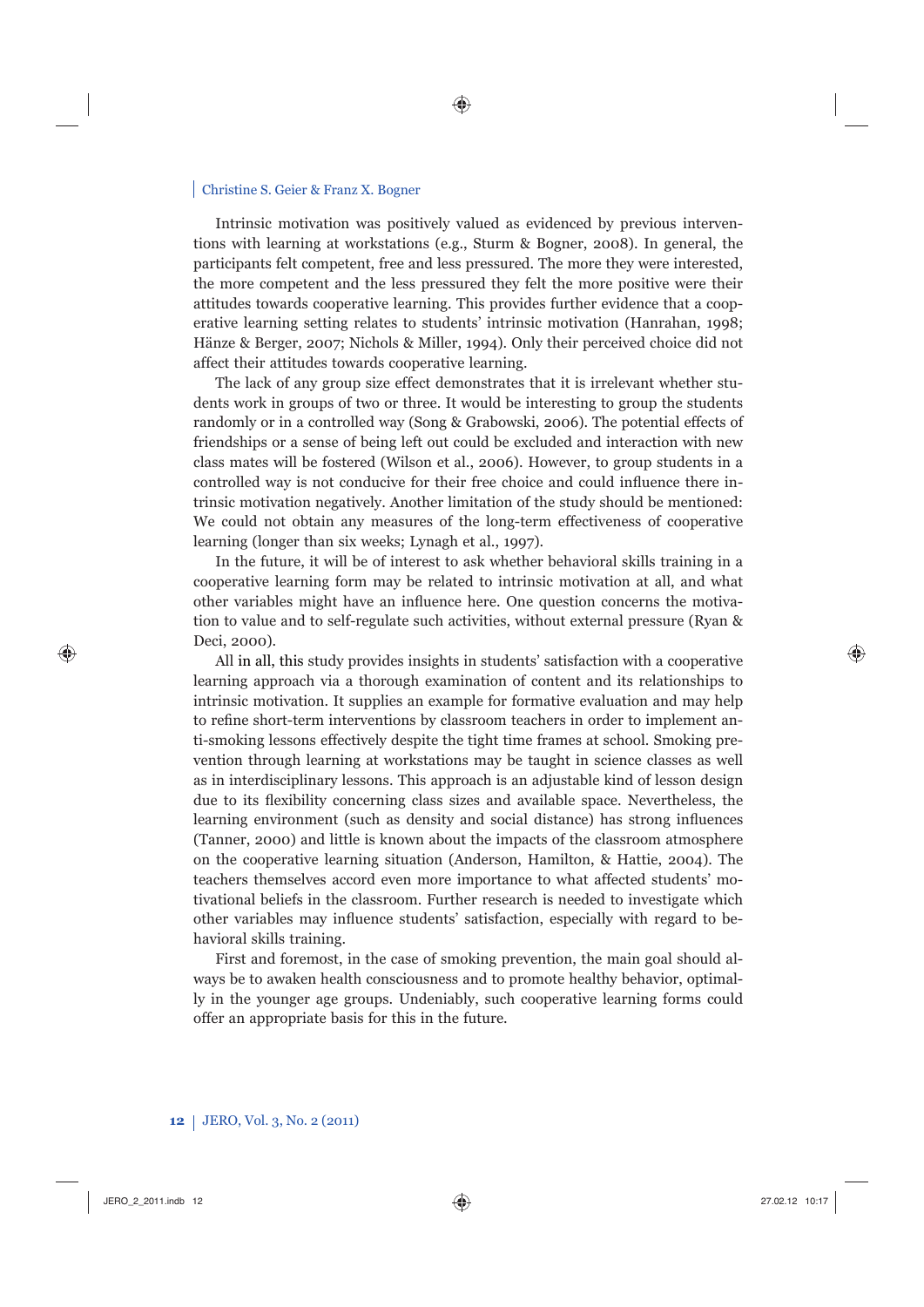Intrinsic motivation was positively valued as evidenced by previous interventions with learning at workstations (e.g., Sturm & Bogner, 2008). In general, the participants felt competent, free and less pressured. The more they were interested, the more competent and the less pressured they felt the more positive were their attitudes towards cooperative learning. This provides further evidence that a cooperative learning setting relates to students' intrinsic motivation (Hanrahan, 1998; Hänze & Berger, 2007; Nichols & Miller, 1994). Only their perceived choice did not affect their attitudes towards cooperative learning.

The lack of any group size effect demonstrates that it is irrelevant whether students work in groups of two or three. It would be interesting to group the students randomly or in a controlled way (Song & Grabowski, 2006). The potential effects of friendships or a sense of being left out could be excluded and interaction with new class mates will be fostered (Wilson et al., 2006). However, to group students in a controlled way is not conducive for their free choice and could influence there intrinsic motivation negatively. Another limitation of the study should be mentioned: We could not obtain any measures of the long-term effectiveness of cooperative learning (longer than six weeks; Lynagh et al., 1997).

In the future, it will be of interest to ask whether behavioral skills training in a cooperative learning form may be related to intrinsic motivation at all, and what other variables might have an influence here. One question concerns the motivation to value and to self-regulate such activities, without external pressure (Ryan & Deci, 2000).

All in all, this study provides insights in students' satisfaction with a cooperative learning approach via a thorough examination of content and its relationships to intrinsic motivation. It supplies an example for formative evaluation and may help to refine short-term interventions by classroom teachers in order to implement anti-smoking lessons effectively despite the tight time frames at school. Smoking prevention through learning at workstations may be taught in science classes as well as in interdisciplinary lessons. This approach is an adjustable kind of lesson design due to its flexibility concerning class sizes and available space. Nevertheless, the learning environment (such as density and social distance) has strong influences (Tanner, 2000) and little is known about the impacts of the classroom atmosphere on the cooperative learning situation (Anderson, Hamilton, & Hattie, 2004). The teachers themselves accord even more importance to what affected students' motivational beliefs in the classroom. Further research is needed to investigate which other variables may influence students' satisfaction, especially with regard to behavioral skills training.

First and foremost, in the case of smoking prevention, the main goal should always be to awaken health consciousness and to promote healthy behavior, optimally in the younger age groups. Undeniably, such cooperative learning forms could offer an appropriate basis for this in the future.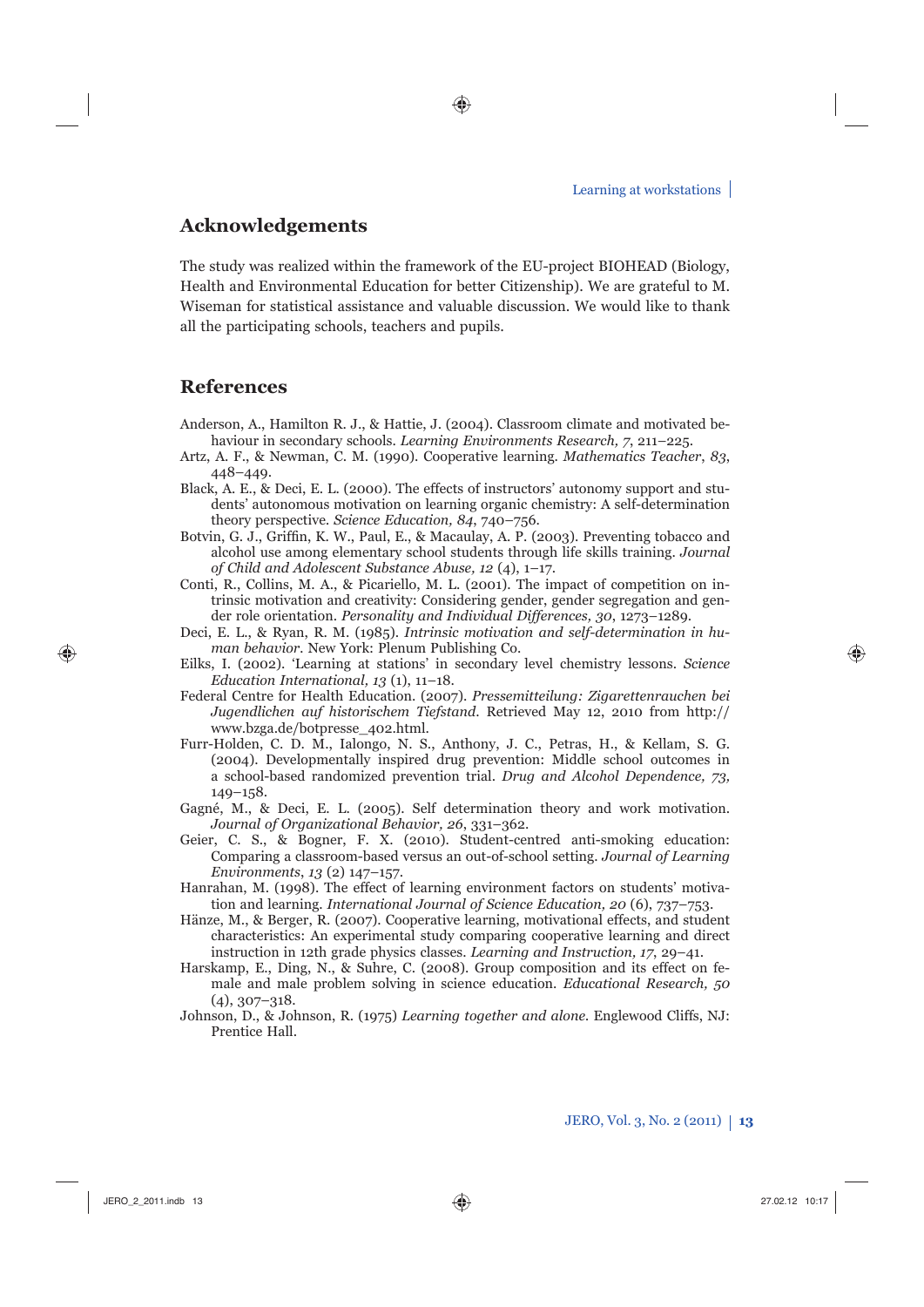## Acknowledgements

The study was realized within the framework of the EU-project BIOHEAD (Biology, Health and Environmental Education for better Citizenship). We are grateful to M. Wiseman for statistical assistance and valuable discussion. We would like to thank all the participating schools, teachers and pupils.

## References

Anderson, A., Hamilton R. J., & Hattie, J. (2004). Classroom climate and motivated behaviour in secondary schools. *Learning Environments Research, 7*, 211–225.

Artz, A. F., & Newman, C. M. (1990). Cooperative learning. *Mathematics Teacher*, *83*, 448–449.

Black, A. E., & Deci, E. L. (2000). The effects of instructors' autonomy support and students' autonomous motivation on learning organic chemistry: A self-determination theory perspective. *Science Education, 84*, 740–756.

Botvin, G. J., Griffin, K. W., Paul, E., & Macaulay, A. P. (2003). Preventing tobacco and alcohol use among elementary school students through life skills training. *Journal of Child and Adolescent Substance Abuse, 12* (4), 1–17.

Conti, R., Collins, M. A., & Picariello, M. L. (2001). The impact of competition on intrinsic motivation and creativity: Considering gender, gender segregation and gender role orientation. *Personality and Individual Differences, 30*, 1273–1289.

Deci, E. L., & Ryan, R. M. (1985). *Intrinsic motivation and self-determination in human behavior*. New York: Plenum Publishing Co.

Eilks, I. (2002). 'Learning at stations' in secondary level chemistry lessons. *Science Education International, 13* (1), 11–18.

Federal Centre for Health Education. (2007). *Pressemitteilung: Zigarettenrauchen bei Jugendlichen auf historischem Tiefstand*. Retrieved May 12, 2010 from http://www.bzga.de/botpresse_402.html.

Furr-Holden, C. D. M., Ialongo, N. S., Anthony, J. C., Petras, H., & Kellam, S. G. (2004). Developmentally inspired drug prevention: Middle school outcomes in a school-based randomized prevention trial. *Drug and Alcohol Dependence, 73*, 149–158.

Gagné, M., & Deci, E. L. (2005). Self determination theory and work motivation. *Journal of Organizational Behavior, 26*, 331–362.

Geier, C. S., & Bogner, F. X. (2010). Student-centred anti-smoking education: Comparing a classroom-based versus an out-of-school setting. *Journal of Learning Environments*, *13* (2) 147–157.

Hanrahan, M. (1998). The effect of learning environment factors on students' motivation and learning. *International Journal of Science Education, 20* (6), 737–753.

Hänze, M., & Berger, R. (2007). Cooperative learning, motivational effects, and student characteristics: An experimental study comparing cooperative learning and direct instruction in 12th grade physics classes. *Learning and Instruction, 17*, 29–41.

Harskamp, E., Ding, N., & Suhre, C. (2008). Group composition and its effect on female and male problem solving in science education. *Educational Research, 50* (4), 307–318.

Johnson, D., & Johnson, R. (1975) *Learning together and alone.* Englewood Cliffs, NJ: Prentice Hall.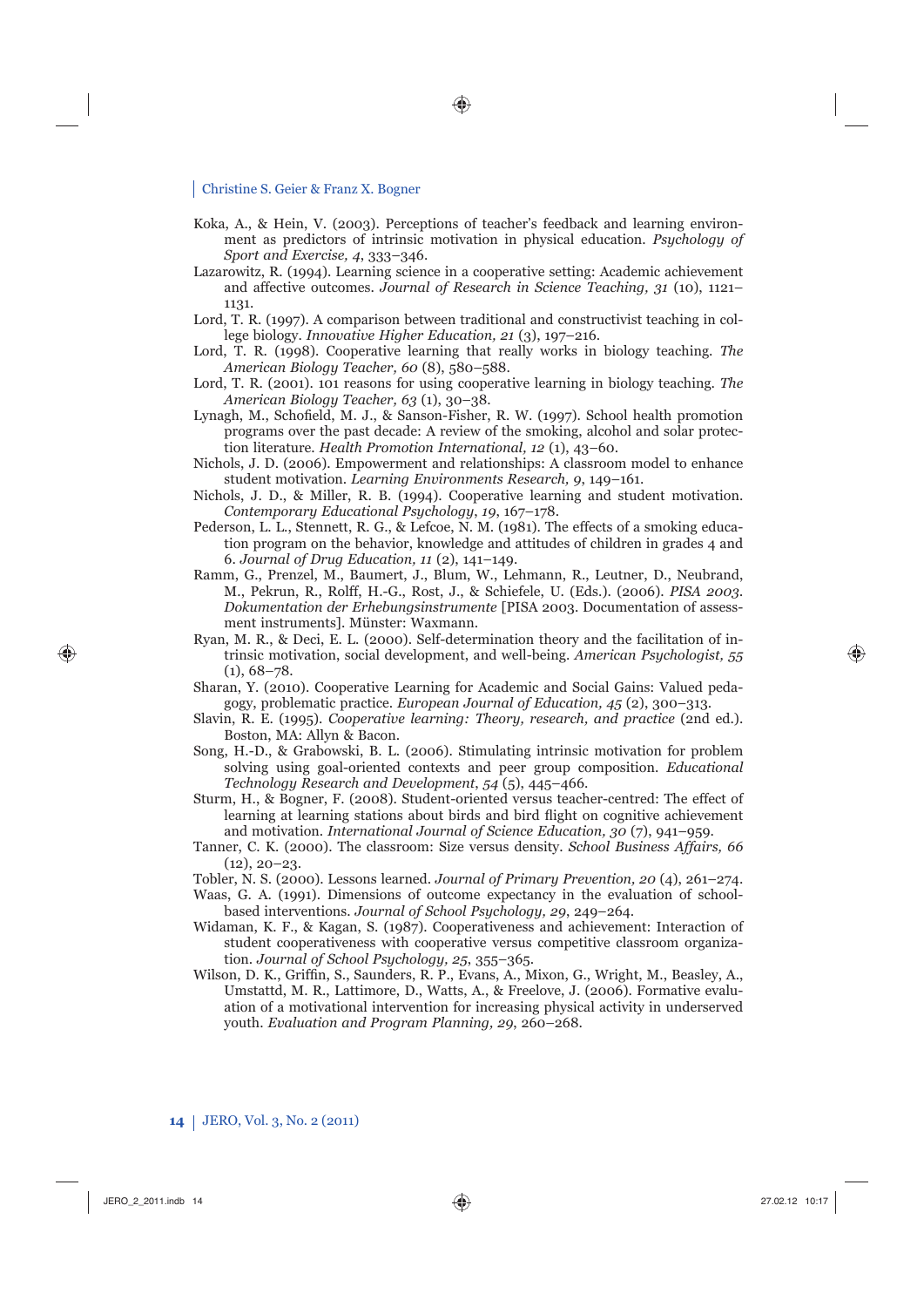Koka, A., & Hein, V. (2003). Perceptions of teacher's feedback and learning environment as predictors of intrinsic motivation in physical education. *Psychology of Sport and Exercise, 4*, 333–346.

Lazarowitz, R. (1994). Learning science in a cooperative setting: Academic achievement and affective outcomes. *Journal of Research in Science Teaching, 31* (10), 1121–1131.

Lord, T. R. (1997). A comparison between traditional and constructivist teaching in college biology. *Innovative Higher Education, 21* (3), 197–216.

Lord, T. R. (1998). Cooperative learning that really works in biology teaching. *The American Biology Teacher, 60* (8), 580–588.

Lord, T. R. (2001). 101 reasons for using cooperative learning in biology teaching. *The American Biology Teacher, 63* (1), 30–38.

Lynagh, M., Schofield, M. J., & Sanson-Fisher, R. W. (1997). School health promotion programs over the past decade: A review of the smoking, alcohol and solar protection literature. *Health Promotion International, 12* (1), 43–60.

Nichols, J. D. (2006). Empowerment and relationships: A classroom model to enhance student motivation. *Learning Environments Research, 9*, 149–161.

Nichols, J. D., & Miller, R. B. (1994). Cooperative learning and student motivation. *Contemporary Educational Psychology, 19*, 167–178.

Pederson, L. L., Stennett, R. G., & Lefcoe, N. M. (1981). The effects of a smoking education program on the behavior, knowledge and attitudes of children in grades 4 and 6. *Journal of Drug Education, 11* (2), 141–149.

Ramm, G., Prenzel, M., Baumert, J., Blum, W., Lehmann, R., Leutner, D., Neubrand, M., Pekrun, R., Rolff, H.-G., Rost, J., & Schiefele, U. (Eds.). (2006). *PISA 2003. Dokumentation der Erhebungsinstrumente* [PISA 2003. Documentation of assessment instruments]. Münster: Waxmann.

Ryan, M. R., & Deci, E. L. (2000). Self-determination theory and the facilitation of intrinsic motivation, social development, and well-being. *American Psychologist, 55* (1), 68–78.

Sharan, Y. (2010). Cooperative Learning for Academic and Social Gains: Valued pedagogy, problematic practice. *European Journal of Education, 45* (2), 300–313.

Slavin, R. E. (1995). *Cooperative learning: Theory, research, and practice* (2nd ed.). Boston, MA: Allyn & Bacon.

Song, H.-D., & Grabowski, B. L. (2006). Stimulating intrinsic motivation for problem solving using goal-oriented contexts and peer group composition. *Educational Technology Research and Development, 54* (5), 445–466.

Sturm, H., & Bogner, F. (2008). Student-oriented versus teacher-centred: The effect of learning at learning stations about birds and bird flight on cognitive achievement and motivation. *International Journal of Science Education, 30* (7), 941–959.

Tanner, C. K. (2000). The classroom: Size versus density. *School Business Affairs, 66* (12), 20–23.

Tobler, N. S. (2000). Lessons learned. *Journal of Primary Prevention, 20* (4), 261–274.

Waas, G. A. (1991). Dimensions of outcome expectancy in the evaluation of school-based interventions. *Journal of School Psychology, 29*, 249–264.

Widaman, K. F., & Kagan, S. (1987). Cooperativeness and achievement: Interaction of student cooperativeness with cooperative versus competitive classroom organization. *Journal of School Psychology, 25*, 355–365.

Wilson, D. K., Griffin, S., Saunders, R. P., Evans, A., Mixon, G., Wright, M., Beasley, A., Umstattd, M. R., Lattimore, D., Watts, A., & Freelove, J. (2006). Formative evaluation of a motivational intervention for increasing physical activity in underserved youth. *Evaluation and Program Planning, 29*, 260–268.